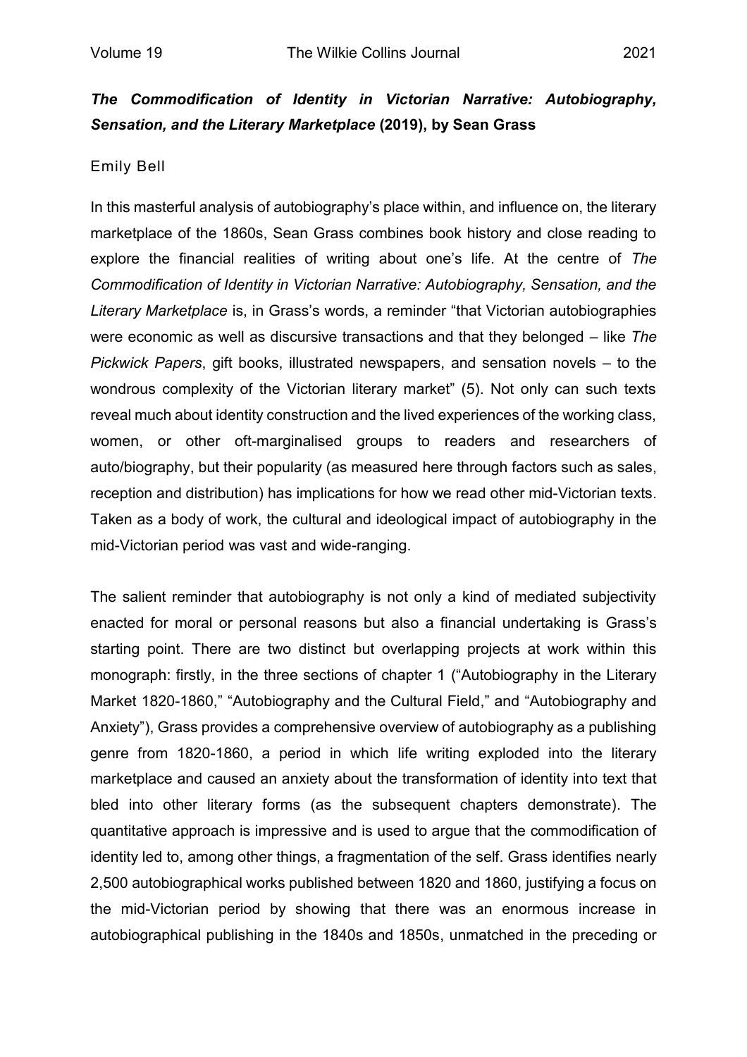## ***The Commodification of Identity in Victorian Narrative: Autobiography, Sensation, and the Literary Marketplace* (2019), by Sean Grass**

Emily Bell

In this masterful analysis of autobiography's place within, and influence on, the literary marketplace of the 1860s, Sean Grass combines book history and close reading to explore the financial realities of writing about one's life. At the centre of *The Commodification of Identity in Victorian Narrative: Autobiography, Sensation, and the Literary Marketplace* is, in Grass's words, a reminder "that Victorian autobiographies were economic as well as discursive transactions and that they belonged – like *The Pickwick Papers*, gift books, illustrated newspapers, and sensation novels – to the wondrous complexity of the Victorian literary market" (5). Not only can such texts reveal much about identity construction and the lived experiences of the working class, women, or other oft-marginalised groups to readers and researchers of auto/biography, but their popularity (as measured here through factors such as sales, reception and distribution) has implications for how we read other mid-Victorian texts. Taken as a body of work, the cultural and ideological impact of autobiography in the mid-Victorian period was vast and wide-ranging.

The salient reminder that autobiography is not only a kind of mediated subjectivity enacted for moral or personal reasons but also a financial undertaking is Grass's starting point. There are two distinct but overlapping projects at work within this monograph: firstly, in the three sections of chapter 1 ("Autobiography in the Literary Market 1820-1860," "Autobiography and the Cultural Field," and "Autobiography and Anxiety"), Grass provides a comprehensive overview of autobiography as a publishing genre from 1820-1860, a period in which life writing exploded into the literary marketplace and caused an anxiety about the transformation of identity into text that bled into other literary forms (as the subsequent chapters demonstrate). The quantitative approach is impressive and is used to argue that the commodification of identity led to, among other things, a fragmentation of the self. Grass identifies nearly 2,500 autobiographical works published between 1820 and 1860, justifying a focus on the mid-Victorian period by showing that there was an enormous increase in autobiographical publishing in the 1840s and 1850s, unmatched in the preceding or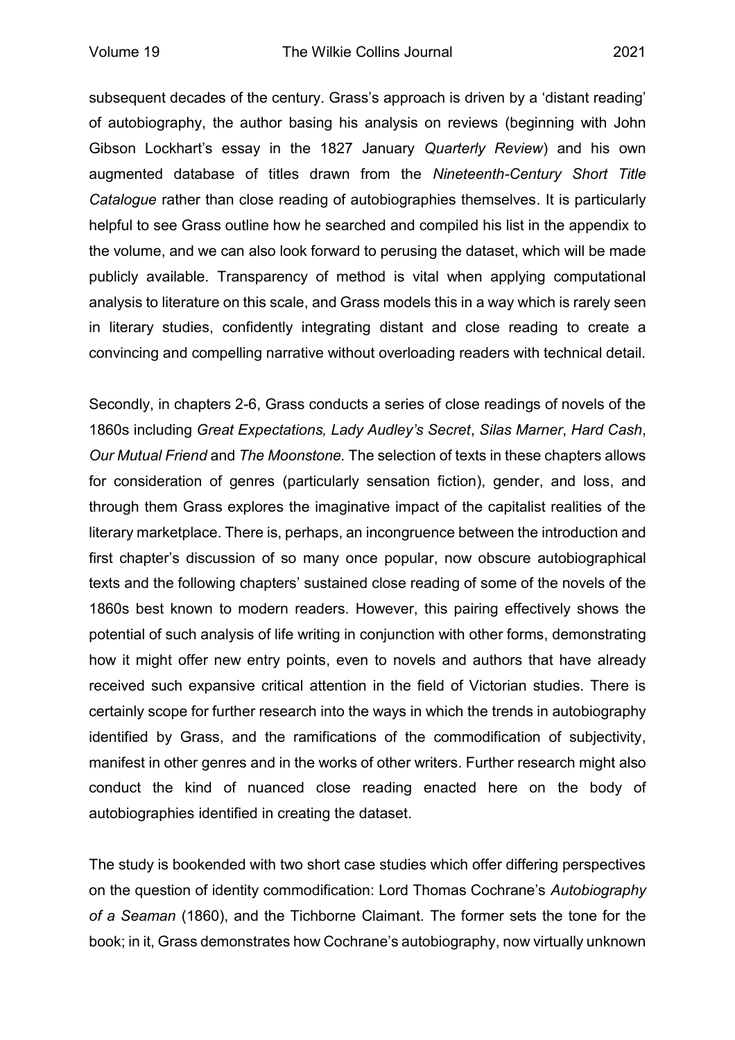subsequent decades of the century. Grass's approach is driven by a 'distant reading' of autobiography, the author basing his analysis on reviews (beginning with John Gibson Lockhart's essay in the 1827 January *Quarterly Review*) and his own augmented database of titles drawn from the *Nineteenth-Century Short Title Catalogue* rather than close reading of autobiographies themselves. It is particularly helpful to see Grass outline how he searched and compiled his list in the appendix to the volume, and we can also look forward to perusing the dataset, which will be made publicly available. Transparency of method is vital when applying computational analysis to literature on this scale, and Grass models this in a way which is rarely seen in literary studies, confidently integrating distant and close reading to create a convincing and compelling narrative without overloading readers with technical detail.

Secondly, in chapters 2-6, Grass conducts a series of close readings of novels of the 1860s including *Great Expectations, Lady Audley's Secret*, *Silas Marner*, *Hard Cash*, *Our Mutual Friend* and *The Moonstone.* The selection of texts in these chapters allows for consideration of genres (particularly sensation fiction), gender, and loss, and through them Grass explores the imaginative impact of the capitalist realities of the literary marketplace. There is, perhaps, an incongruence between the introduction and first chapter's discussion of so many once popular, now obscure autobiographical texts and the following chapters' sustained close reading of some of the novels of the 1860s best known to modern readers. However, this pairing effectively shows the potential of such analysis of life writing in conjunction with other forms, demonstrating how it might offer new entry points, even to novels and authors that have already received such expansive critical attention in the field of Victorian studies. There is certainly scope for further research into the ways in which the trends in autobiography identified by Grass, and the ramifications of the commodification of subjectivity, manifest in other genres and in the works of other writers. Further research might also conduct the kind of nuanced close reading enacted here on the body of autobiographies identified in creating the dataset.

The study is bookended with two short case studies which offer differing perspectives on the question of identity commodification: Lord Thomas Cochrane's *Autobiography of a Seaman* (1860), and the Tichborne Claimant. The former sets the tone for the book; in it, Grass demonstrates how Cochrane's autobiography, now virtually unknown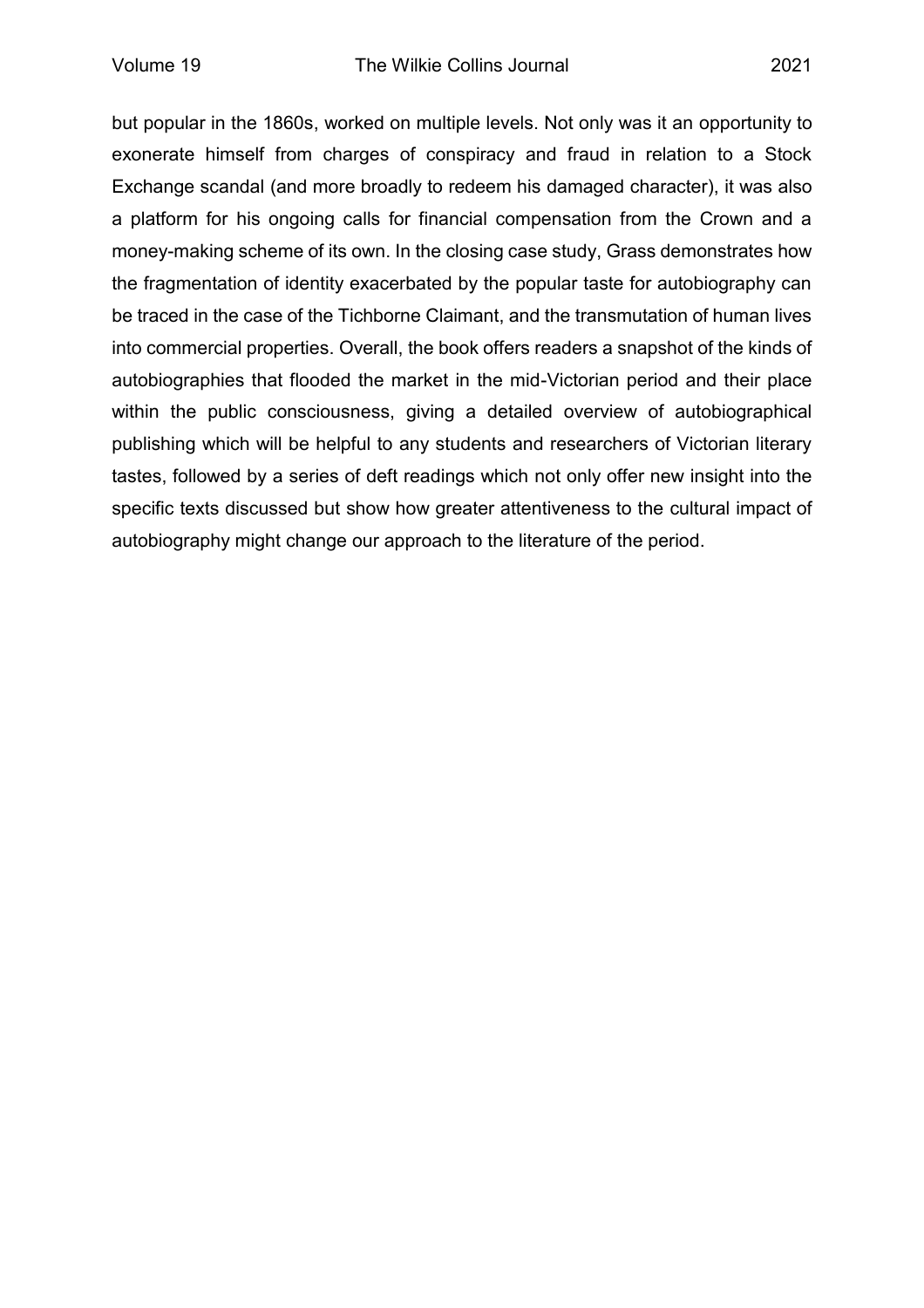but popular in the 1860s, worked on multiple levels. Not only was it an opportunity to exonerate himself from charges of conspiracy and fraud in relation to a Stock Exchange scandal (and more broadly to redeem his damaged character), it was also a platform for his ongoing calls for financial compensation from the Crown and a money-making scheme of its own. In the closing case study, Grass demonstrates how the fragmentation of identity exacerbated by the popular taste for autobiography can be traced in the case of the Tichborne Claimant, and the transmutation of human lives into commercial properties. Overall, the book offers readers a snapshot of the kinds of autobiographies that flooded the market in the mid-Victorian period and their place within the public consciousness, giving a detailed overview of autobiographical publishing which will be helpful to any students and researchers of Victorian literary tastes, followed by a series of deft readings which not only offer new insight into the specific texts discussed but show how greater attentiveness to the cultural impact of autobiography might change our approach to the literature of the period.